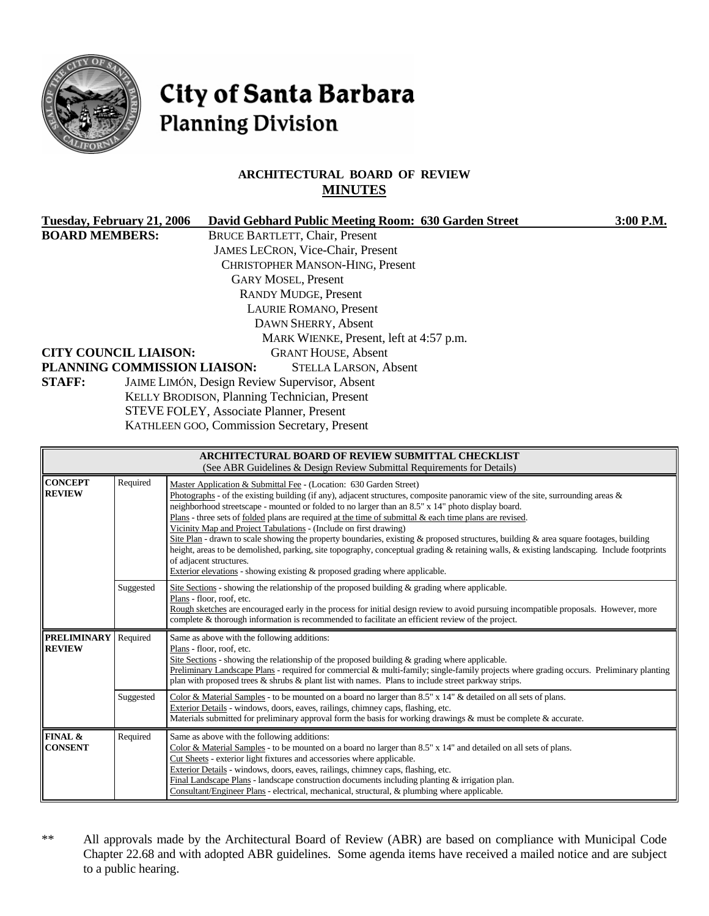# City of Santa Barbara
## Planning Division

### ARCHITECTURAL BOARD OF REVIEW
### MINUTES

**Tuesday, February 21, 2006 David Gebhard Public Meeting Room: 630 Garden Street 3:00 P.M.**

**BOARD MEMBERS:**
BRUCE BARTLETT, Chair, Present
JAMES LECRON, Vice-Chair, Present
CHRISTOPHER MANSON-HING, Present
GARY MOSEL, Present
RANDY MUDGE, Present
LAURIE ROMANO, Present
DAWN SHERRY, Absent
MARK WIENKE, Present, left at 4:57 p.m.

**CITY COUNCIL LIAISON:** GRANT HOUSE, Absent

**PLANNING COMMISSION LIAISON:** STELLA LARSON, Absent

**STAFF:**
JAIME LIMÓN, Design Review Supervisor, Absent
KELLY BRODISON, Planning Technician, Present
STEVE FOLEY, Associate Planner, Present
KATHLEEN GOO, Commission Secretary, Present

| **ARCHITECTURAL BOARD OF REVIEW SUBMITTAL CHECKLIST** (See ABR Guidelines & Design Review Submittal Requirements for Details) | | |
|---|---|---|
| **CONCEPT REVIEW** | Required | Master Application & Submittal Fee - (Location: 630 Garden Street)<br>Photographs - of the existing building (if any), adjacent structures, composite panoramic view of the site, surrounding areas & neighborhood streetscape - mounted or folded to no larger than an 8.5" x 14" photo display board.<br>Plans - three sets of folded plans are required at the time of submittal & each time plans are revised.<br>Vicinity Map and Project Tabulations - (Include on first drawing)<br>Site Plan - drawn to scale showing the property boundaries, existing & proposed structures, building & area square footages, building height, areas to be demolished, parking, site topography, conceptual grading & retaining walls, & existing landscaping. Include footprints of adjacent structures.<br>Exterior elevations - showing existing & proposed grading where applicable. |
| | Suggested | Site Sections - showing the relationship of the proposed building & grading where applicable.<br>Plans - floor, roof, etc.<br>Rough sketches are encouraged early in the process for initial design review to avoid pursuing incompatible proposals. However, more complete & thorough information is recommended to facilitate an efficient review of the project. |
| **PRELIMINARY REVIEW** | Required | Same as above with the following additions:<br>Plans - floor, roof, etc.<br>Site Sections - showing the relationship of the proposed building & grading where applicable.<br>Preliminary Landscape Plans - required for commercial & multi-family; single-family projects where grading occurs. Preliminary planting plan with proposed trees & shrubs & plant list with names. Plans to include street parkway strips. |
| | Suggested | Color & Material Samples - to be mounted on a board no larger than 8.5" x 14" & detailed on all sets of plans.<br>Exterior Details - windows, doors, eaves, railings, chimney caps, flashing, etc.<br>Materials submitted for preliminary approval form the basis for working drawings & must be complete & accurate. |
| **FINAL & CONSENT** | Required | Same as above with the following additions:<br>Color & Material Samples - to be mounted on a board no larger than 8.5" x 14" and detailed on all sets of plans.<br>Cut Sheets - exterior light fixtures and accessories where applicable.<br>Exterior Details - windows, doors, eaves, railings, chimney caps, flashing, etc.<br>Final Landscape Plans - landscape construction documents including planting & irrigation plan.<br>Consultant/Engineer Plans - electrical, mechanical, structural, & plumbing where applicable. |

\*\* All approvals made by the Architectural Board of Review (ABR) are based on compliance with Municipal Code Chapter 22.68 and with adopted ABR guidelines. Some agenda items have received a mailed notice and are subject to a public hearing.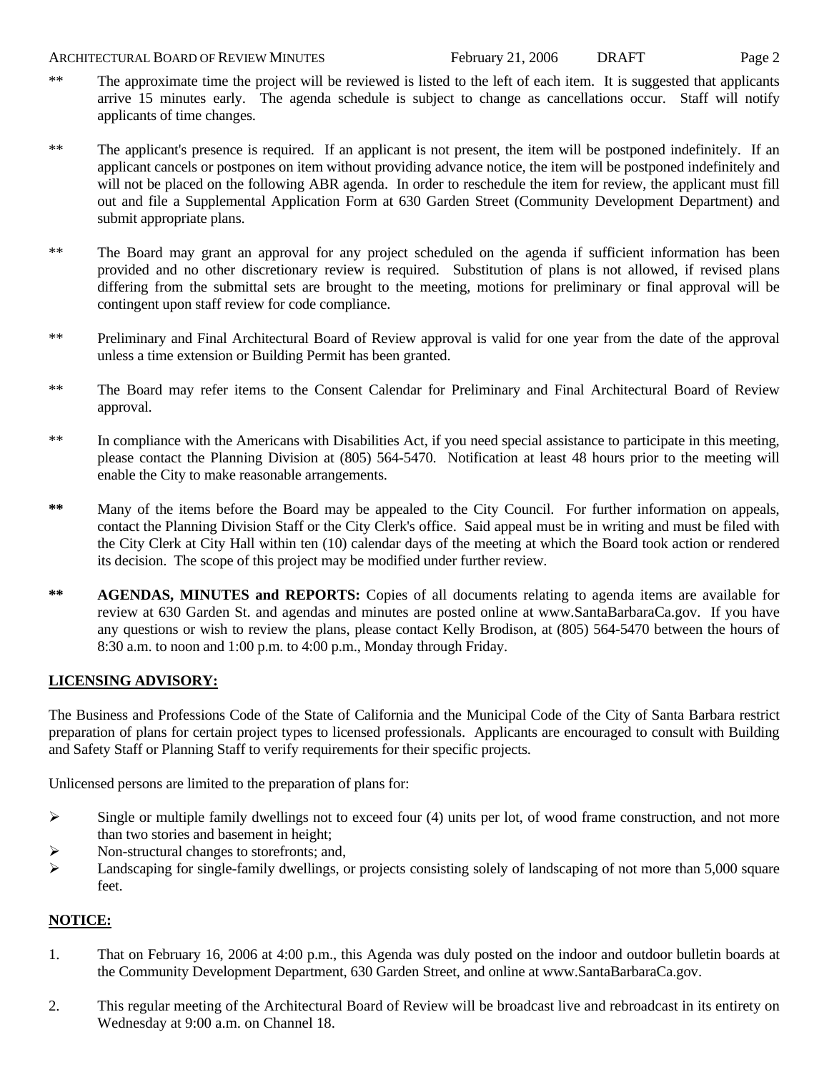** The approximate time the project will be reviewed is listed to the left of each item. It is suggested that applicants arrive 15 minutes early. The agenda schedule is subject to change as cancellations occur. Staff will notify applicants of time changes.

** The applicant's presence is required. If an applicant is not present, the item will be postponed indefinitely. If an applicant cancels or postpones on item without providing advance notice, the item will be postponed indefinitely and will not be placed on the following ABR agenda. In order to reschedule the item for review, the applicant must fill out and file a Supplemental Application Form at 630 Garden Street (Community Development Department) and submit appropriate plans.

** The Board may grant an approval for any project scheduled on the agenda if sufficient information has been provided and no other discretionary review is required. Substitution of plans is not allowed, if revised plans differing from the submittal sets are brought to the meeting, motions for preliminary or final approval will be contingent upon staff review for code compliance.

** Preliminary and Final Architectural Board of Review approval is valid for one year from the date of the approval unless a time extension or Building Permit has been granted.

** The Board may refer items to the Consent Calendar for Preliminary and Final Architectural Board of Review approval.

** In compliance with the Americans with Disabilities Act, if you need special assistance to participate in this meeting, please contact the Planning Division at (805) 564-5470. Notification at least 48 hours prior to the meeting will enable the City to make reasonable arrangements.

**\*\*** Many of the items before the Board may be appealed to the City Council. For further information on appeals, contact the Planning Division Staff or the City Clerk's office. Said appeal must be in writing and must be filed with the City Clerk at City Hall within ten (10) calendar days of the meeting at which the Board took action or rendered its decision. The scope of this project may be modified under further review.

**\*\*** **AGENDAS, MINUTES and REPORTS:** Copies of all documents relating to agenda items are available for review at 630 Garden St. and agendas and minutes are posted online at www.SantaBarbaraCa.gov. If you have any questions or wish to review the plans, please contact Kelly Brodison, at (805) 564-5470 between the hours of 8:30 a.m. to noon and 1:00 p.m. to 4:00 p.m., Monday through Friday.

**LICENSING ADVISORY:**

The Business and Professions Code of the State of California and the Municipal Code of the City of Santa Barbara restrict preparation of plans for certain project types to licensed professionals. Applicants are encouraged to consult with Building and Safety Staff or Planning Staff to verify requirements for their specific projects.

Unlicensed persons are limited to the preparation of plans for:

- Single or multiple family dwellings not to exceed four (4) units per lot, of wood frame construction, and not more than two stories and basement in height;
- Non-structural changes to storefronts; and,
- Landscaping for single-family dwellings, or projects consisting solely of landscaping of not more than 5,000 square feet.

**NOTICE:**

1. That on February 16, 2006 at 4:00 p.m., this Agenda was duly posted on the indoor and outdoor bulletin boards at the Community Development Department, 630 Garden Street, and online at www.SantaBarbaraCa.gov.

2. This regular meeting of the Architectural Board of Review will be broadcast live and rebroadcast in its entirety on Wednesday at 9:00 a.m. on Channel 18.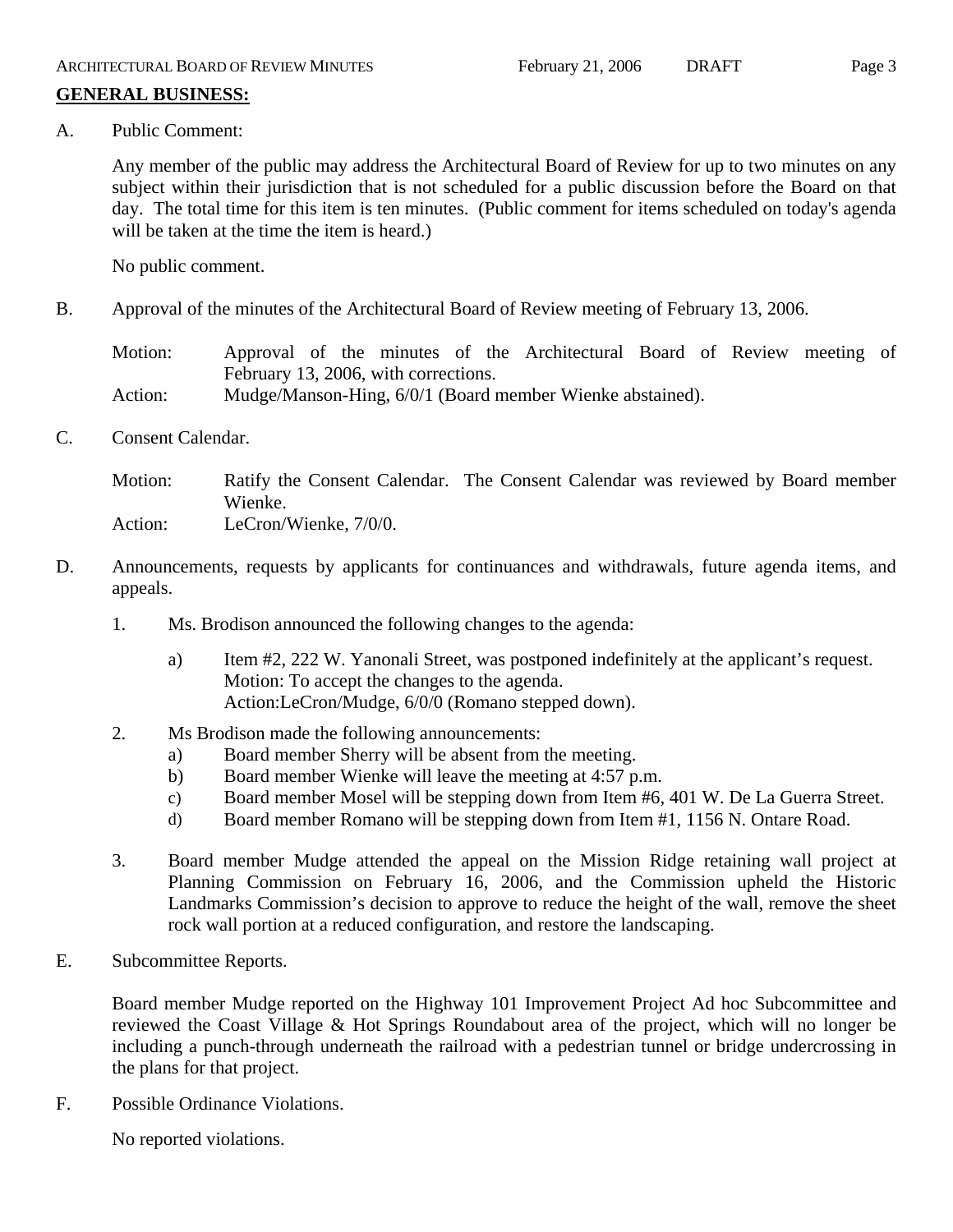## GENERAL BUSINESS:

A. Public Comment:

Any member of the public may address the Architectural Board of Review for up to two minutes on any subject within their jurisdiction that is not scheduled for a public discussion before the Board on that day. The total time for this item is ten minutes. (Public comment for items scheduled on today's agenda will be taken at the time the item is heard.)

No public comment.

B. Approval of the minutes of the Architectural Board of Review meeting of February 13, 2006.

Motion: Approval of the minutes of the Architectural Board of Review meeting of February 13, 2006, with corrections.
Action: Mudge/Manson-Hing, 6/0/1 (Board member Wienke abstained).

C. Consent Calendar.

Motion: Ratify the Consent Calendar. The Consent Calendar was reviewed by Board member Wienke.
Action: LeCron/Wienke, 7/0/0.

D. Announcements, requests by applicants for continuances and withdrawals, future agenda items, and appeals.

1. Ms. Brodison announced the following changes to the agenda:

   a) Item #2, 222 W. Yanonali Street, was postponed indefinitely at the applicant's request.
   Motion: To accept the changes to the agenda.
   Action:LeCron/Mudge, 6/0/0 (Romano stepped down).

2. Ms Brodison made the following announcements:
   a) Board member Sherry will be absent from the meeting.
   b) Board member Wienke will leave the meeting at 4:57 p.m.
   c) Board member Mosel will be stepping down from Item #6, 401 W. De La Guerra Street.
   d) Board member Romano will be stepping down from Item #1, 1156 N. Ontare Road.

3. Board member Mudge attended the appeal on the Mission Ridge retaining wall project at Planning Commission on February 16, 2006, and the Commission upheld the Historic Landmarks Commission's decision to approve to reduce the height of the wall, remove the sheet rock wall portion at a reduced configuration, and restore the landscaping.

E. Subcommittee Reports.

Board member Mudge reported on the Highway 101 Improvement Project Ad hoc Subcommittee and reviewed the Coast Village & Hot Springs Roundabout area of the project, which will no longer be including a punch-through underneath the railroad with a pedestrian tunnel or bridge undercrossing in the plans for that project.

F. Possible Ordinance Violations.

No reported violations.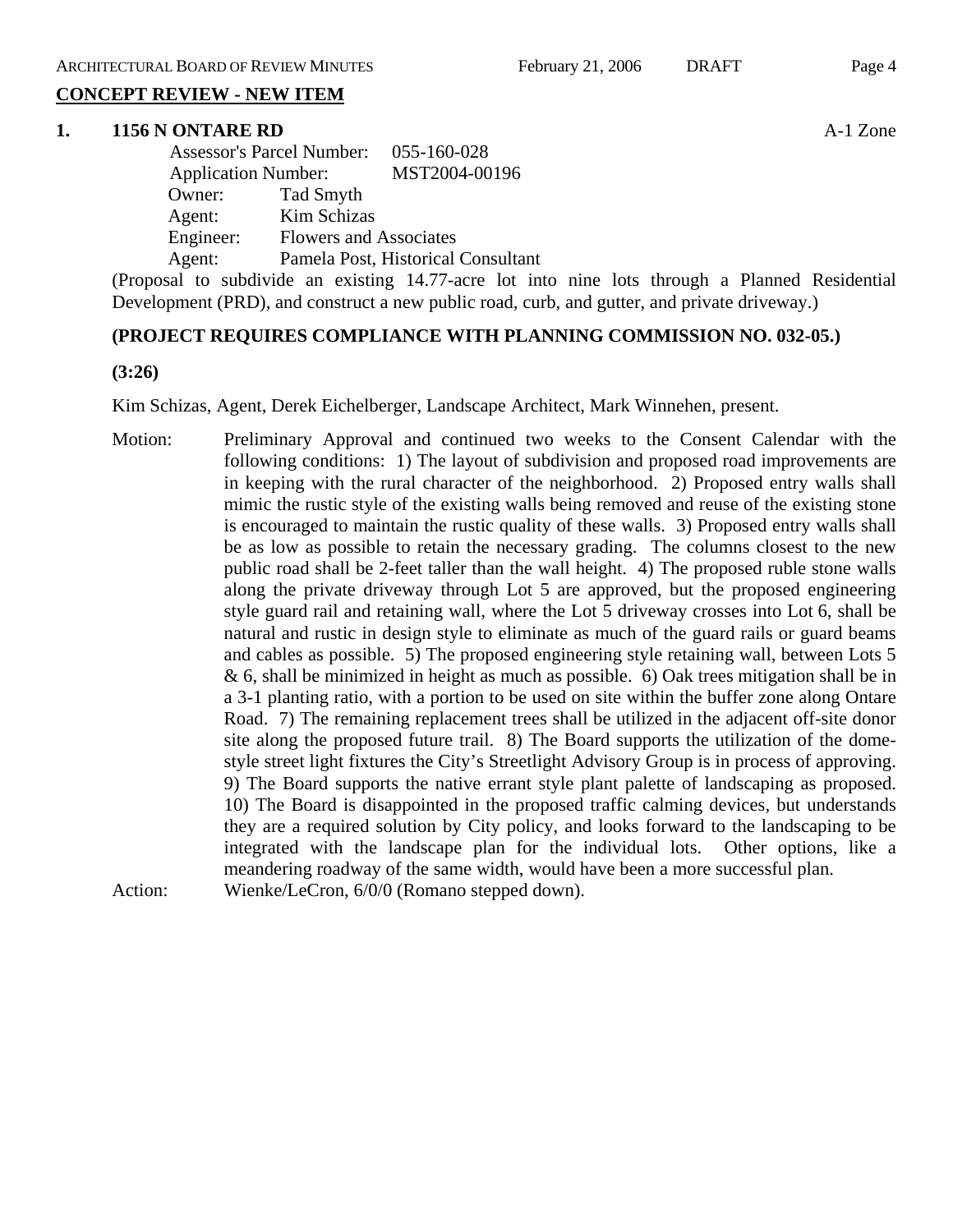## CONCEPT REVIEW - NEW ITEM

**1. 1156 N ONTARE RD** A-1 Zone

Assessor's Parcel Number: 055-160-028
Application Number: MST2004-00196
Owner: Tad Smyth
Agent: Kim Schizas
Engineer: Flowers and Associates
Agent: Pamela Post, Historical Consultant

(Proposal to subdivide an existing 14.77-acre lot into nine lots through a Planned Residential Development (PRD), and construct a new public road, curb, and gutter, and private driveway.)

**(PROJECT REQUIRES COMPLIANCE WITH PLANNING COMMISSION NO. 032-05.)**

**(3:26)**

Kim Schizas, Agent, Derek Eichelberger, Landscape Architect, Mark Winnehen, present.

Motion: Preliminary Approval and continued two weeks to the Consent Calendar with the following conditions: 1) The layout of subdivision and proposed road improvements are in keeping with the rural character of the neighborhood. 2) Proposed entry walls shall mimic the rustic style of the existing walls being removed and reuse of the existing stone is encouraged to maintain the rustic quality of these walls. 3) Proposed entry walls shall be as low as possible to retain the necessary grading. The columns closest to the new public road shall be 2-feet taller than the wall height. 4) The proposed ruble stone walls along the private driveway through Lot 5 are approved, but the proposed engineering style guard rail and retaining wall, where the Lot 5 driveway crosses into Lot 6, shall be natural and rustic in design style to eliminate as much of the guard rails or guard beams and cables as possible. 5) The proposed engineering style retaining wall, between Lots 5 & 6, shall be minimized in height as much as possible. 6) Oak trees mitigation shall be in a 3-1 planting ratio, with a portion to be used on site within the buffer zone along Ontare Road. 7) The remaining replacement trees shall be utilized in the adjacent off-site donor site along the proposed future trail. 8) The Board supports the utilization of the dome-style street light fixtures the City's Streetlight Advisory Group is in process of approving. 9) The Board supports the native errant style plant palette of landscaping as proposed. 10) The Board is disappointed in the proposed traffic calming devices, but understands they are a required solution by City policy, and looks forward to the landscaping to be integrated with the landscape plan for the individual lots. Other options, like a meandering roadway of the same width, would have been a more successful plan.

Action: Wienke/LeCron, 6/0/0 (Romano stepped down).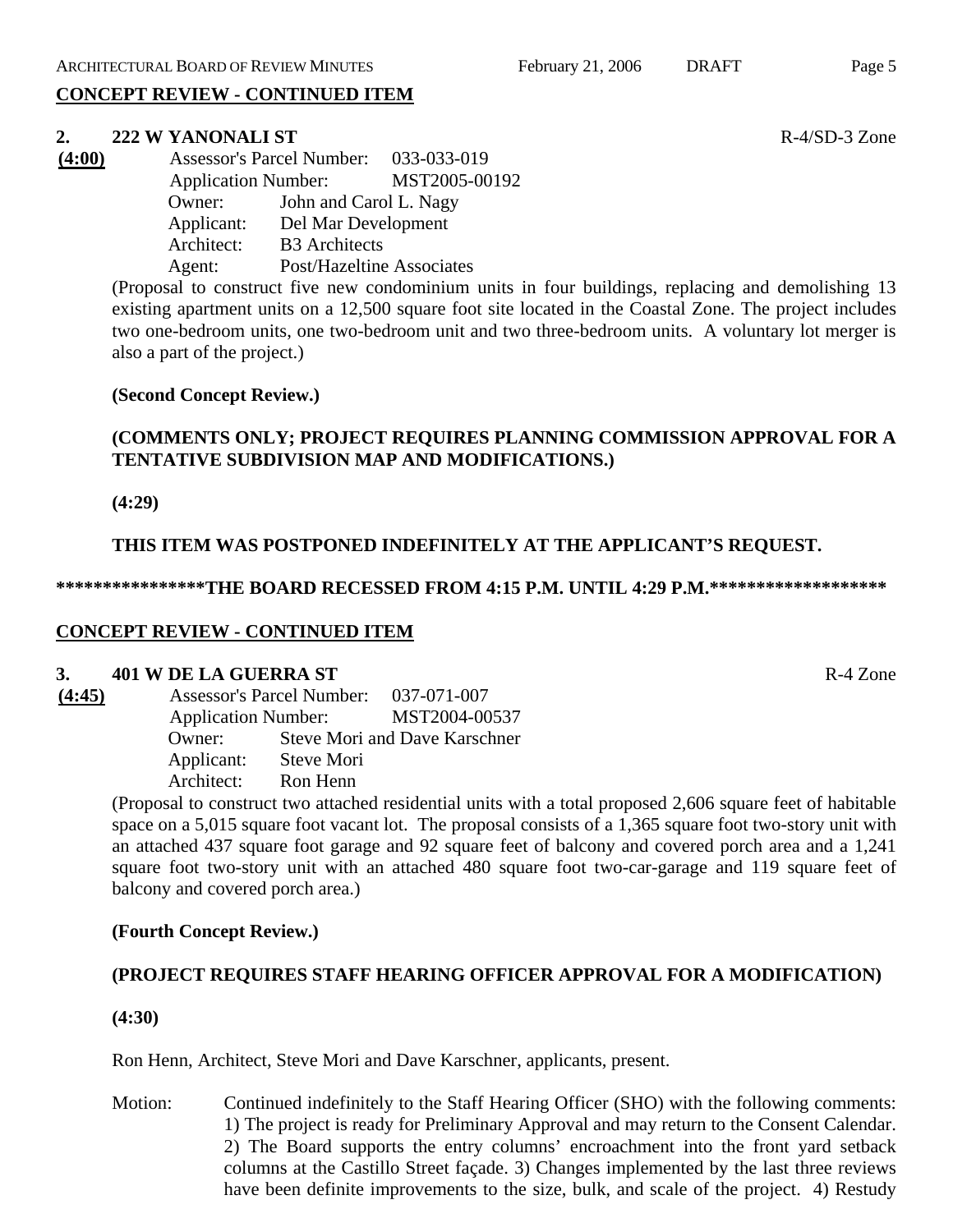**CONCEPT REVIEW - CONTINUED ITEM**

**2. 222 W YANONALI ST** R-4/SD-3 Zone

**(4:00)**

Assessor's Parcel Number: 033-033-019
Application Number: MST2005-00192
Owner: John and Carol L. Nagy
Applicant: Del Mar Development
Architect: B3 Architects
Agent: Post/Hazeltine Associates

(Proposal to construct five new condominium units in four buildings, replacing and demolishing 13 existing apartment units on a 12,500 square foot site located in the Coastal Zone. The project includes two one-bedroom units, one two-bedroom unit and two three-bedroom units. A voluntary lot merger is also a part of the project.)

**(Second Concept Review.)**

**(COMMENTS ONLY; PROJECT REQUIRES PLANNING COMMISSION APPROVAL FOR A TENTATIVE SUBDIVISION MAP AND MODIFICATIONS.)**

**(4:29)**

**THIS ITEM WAS POSTPONED INDEFINITELY AT THE APPLICANT'S REQUEST.**

****************THE BOARD RECESSED FROM 4:15 P.M. UNTIL 4:29 P.M.*******************

**CONCEPT REVIEW - CONTINUED ITEM**

**3. 401 W DE LA GUERRA ST** R-4 Zone

**(4:45)**

Assessor's Parcel Number: 037-071-007
Application Number: MST2004-00537
Owner: Steve Mori and Dave Karschner
Applicant: Steve Mori
Architect: Ron Henn

(Proposal to construct two attached residential units with a total proposed 2,606 square feet of habitable space on a 5,015 square foot vacant lot. The proposal consists of a 1,365 square foot two-story unit with an attached 437 square foot garage and 92 square feet of balcony and covered porch area and a 1,241 square foot two-story unit with an attached 480 square foot two-car-garage and 119 square feet of balcony and covered porch area.)

**(Fourth Concept Review.)**

**(PROJECT REQUIRES STAFF HEARING OFFICER APPROVAL FOR A MODIFICATION)**

**(4:30)**

Ron Henn, Architect, Steve Mori and Dave Karschner, applicants, present.

Motion: Continued indefinitely to the Staff Hearing Officer (SHO) with the following comments: 1) The project is ready for Preliminary Approval and may return to the Consent Calendar. 2) The Board supports the entry columns' encroachment into the front yard setback columns at the Castillo Street façade. 3) Changes implemented by the last three reviews have been definite improvements to the size, bulk, and scale of the project. 4) Restudy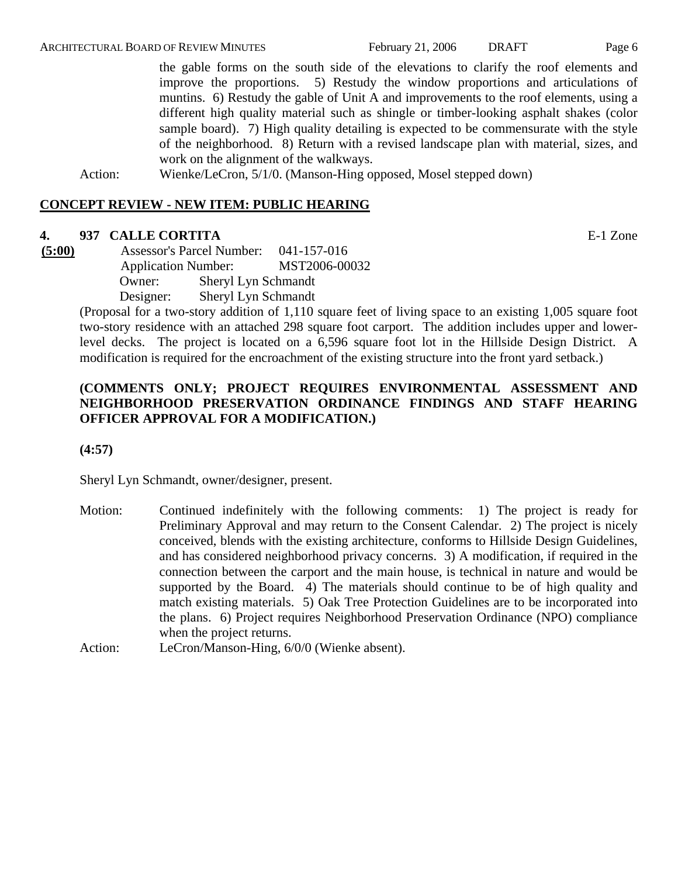the gable forms on the south side of the elevations to clarify the roof elements and improve the proportions. 5) Restudy the window proportions and articulations of muntins. 6) Restudy the gable of Unit A and improvements to the roof elements, using a different high quality material such as shingle or timber-looking asphalt shakes (color sample board). 7) High quality detailing is expected to be commensurate with the style of the neighborhood. 8) Return with a revised landscape plan with material, sizes, and work on the alignment of the walkways.

Action: Wienke/LeCron, 5/1/0. (Manson-Hing opposed, Mosel stepped down)

## CONCEPT REVIEW - NEW ITEM: PUBLIC HEARING

### 4. 937 CALLE CORTITA — E-1 Zone

**(5:00)**

Assessor's Parcel Number: 041-157-016
Application Number: MST2006-00032
Owner: Sheryl Lyn Schmandt
Designer: Sheryl Lyn Schmandt

(Proposal for a two-story addition of 1,110 square feet of living space to an existing 1,005 square foot two-story residence with an attached 298 square foot carport. The addition includes upper and lower-level decks. The project is located on a 6,596 square foot lot in the Hillside Design District. A modification is required for the encroachment of the existing structure into the front yard setback.)

**(COMMENTS ONLY; PROJECT REQUIRES ENVIRONMENTAL ASSESSMENT AND NEIGHBORHOOD PRESERVATION ORDINANCE FINDINGS AND STAFF HEARING OFFICER APPROVAL FOR A MODIFICATION.)**

**(4:57)**

Sheryl Lyn Schmandt, owner/designer, present.

Motion: Continued indefinitely with the following comments: 1) The project is ready for Preliminary Approval and may return to the Consent Calendar. 2) The project is nicely conceived, blends with the existing architecture, conforms to Hillside Design Guidelines, and has considered neighborhood privacy concerns. 3) A modification, if required in the connection between the carport and the main house, is technical in nature and would be supported by the Board. 4) The materials should continue to be of high quality and match existing materials. 5) Oak Tree Protection Guidelines are to be incorporated into the plans. 6) Project requires Neighborhood Preservation Ordinance (NPO) compliance when the project returns.

Action: LeCron/Manson-Hing, 6/0/0 (Wienke absent).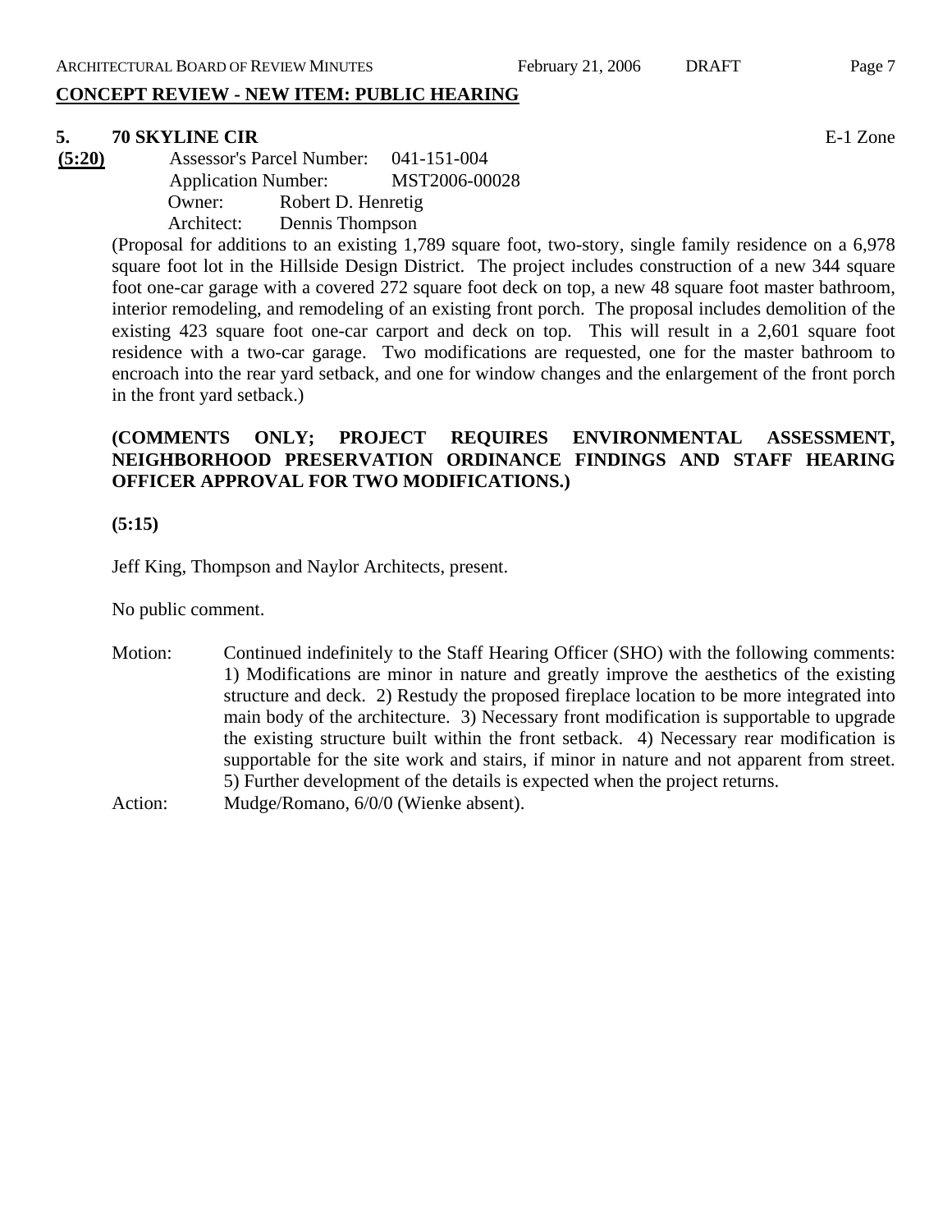## CONCEPT REVIEW - NEW ITEM: PUBLIC HEARING

**5. 70 SKYLINE CIR** E-1 Zone

**(5:20)**
Assessor's Parcel Number: 041-151-004
Application Number: MST2006-00028
Owner: Robert D. Henretig
Architect: Dennis Thompson

(Proposal for additions to an existing 1,789 square foot, two-story, single family residence on a 6,978 square foot lot in the Hillside Design District. The project includes construction of a new 344 square foot one-car garage with a covered 272 square foot deck on top, a new 48 square foot master bathroom, interior remodeling, and remodeling of an existing front porch. The proposal includes demolition of the existing 423 square foot one-car carport and deck on top. This will result in a 2,601 square foot residence with a two-car garage. Two modifications are requested, one for the master bathroom to encroach into the rear yard setback, and one for window changes and the enlargement of the front porch in the front yard setback.)

**(COMMENTS ONLY; PROJECT REQUIRES ENVIRONMENTAL ASSESSMENT, NEIGHBORHOOD PRESERVATION ORDINANCE FINDINGS AND STAFF HEARING OFFICER APPROVAL FOR TWO MODIFICATIONS.)**

**(5:15)**

Jeff King, Thompson and Naylor Architects, present.

No public comment.

Motion: Continued indefinitely to the Staff Hearing Officer (SHO) with the following comments: 1) Modifications are minor in nature and greatly improve the aesthetics of the existing structure and deck. 2) Restudy the proposed fireplace location to be more integrated into main body of the architecture. 3) Necessary front modification is supportable to upgrade the existing structure built within the front setback. 4) Necessary rear modification is supportable for the site work and stairs, if minor in nature and not apparent from street. 5) Further development of the details is expected when the project returns.

Action: Mudge/Romano, 6/0/0 (Wienke absent).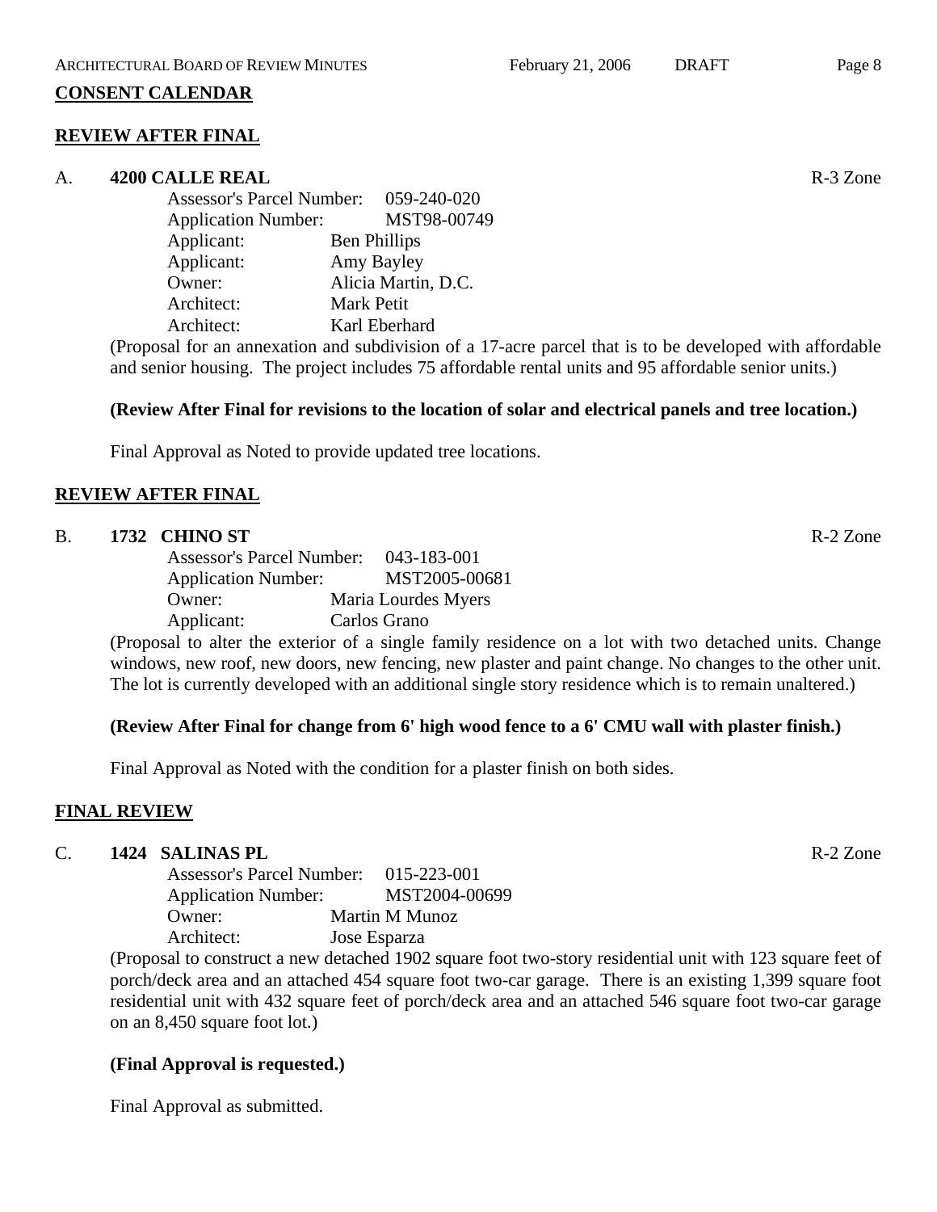## CONSENT CALENDAR

### REVIEW AFTER FINAL

A. **4200 CALLE REAL** R-3 Zone

Assessor's Parcel Number: 059-240-020
Application Number: MST98-00749
Applicant: Ben Phillips
Applicant: Amy Bayley
Owner: Alicia Martin, D.C.
Architect: Mark Petit
Architect: Karl Eberhard

(Proposal for an annexation and subdivision of a 17-acre parcel that is to be developed with affordable and senior housing. The project includes 75 affordable rental units and 95 affordable senior units.)

**(Review After Final for revisions to the location of solar and electrical panels and tree location.)**

Final Approval as Noted to provide updated tree locations.

### REVIEW AFTER FINAL

B. **1732 CHINO ST** R-2 Zone

Assessor's Parcel Number: 043-183-001
Application Number: MST2005-00681
Owner: Maria Lourdes Myers
Applicant: Carlos Grano

(Proposal to alter the exterior of a single family residence on a lot with two detached units. Change windows, new roof, new doors, new fencing, new plaster and paint change. No changes to the other unit. The lot is currently developed with an additional single story residence which is to remain unaltered.)

**(Review After Final for change from 6' high wood fence to a 6' CMU wall with plaster finish.)**

Final Approval as Noted with the condition for a plaster finish on both sides.

### FINAL REVIEW

C. **1424 SALINAS PL** R-2 Zone

Assessor's Parcel Number: 015-223-001
Application Number: MST2004-00699
Owner: Martin M Munoz
Architect: Jose Esparza

(Proposal to construct a new detached 1902 square foot two-story residential unit with 123 square feet of porch/deck area and an attached 454 square foot two-car garage. There is an existing 1,399 square foot residential unit with 432 square feet of porch/deck area and an attached 546 square foot two-car garage on an 8,450 square foot lot.)

**(Final Approval is requested.)**

Final Approval as submitted.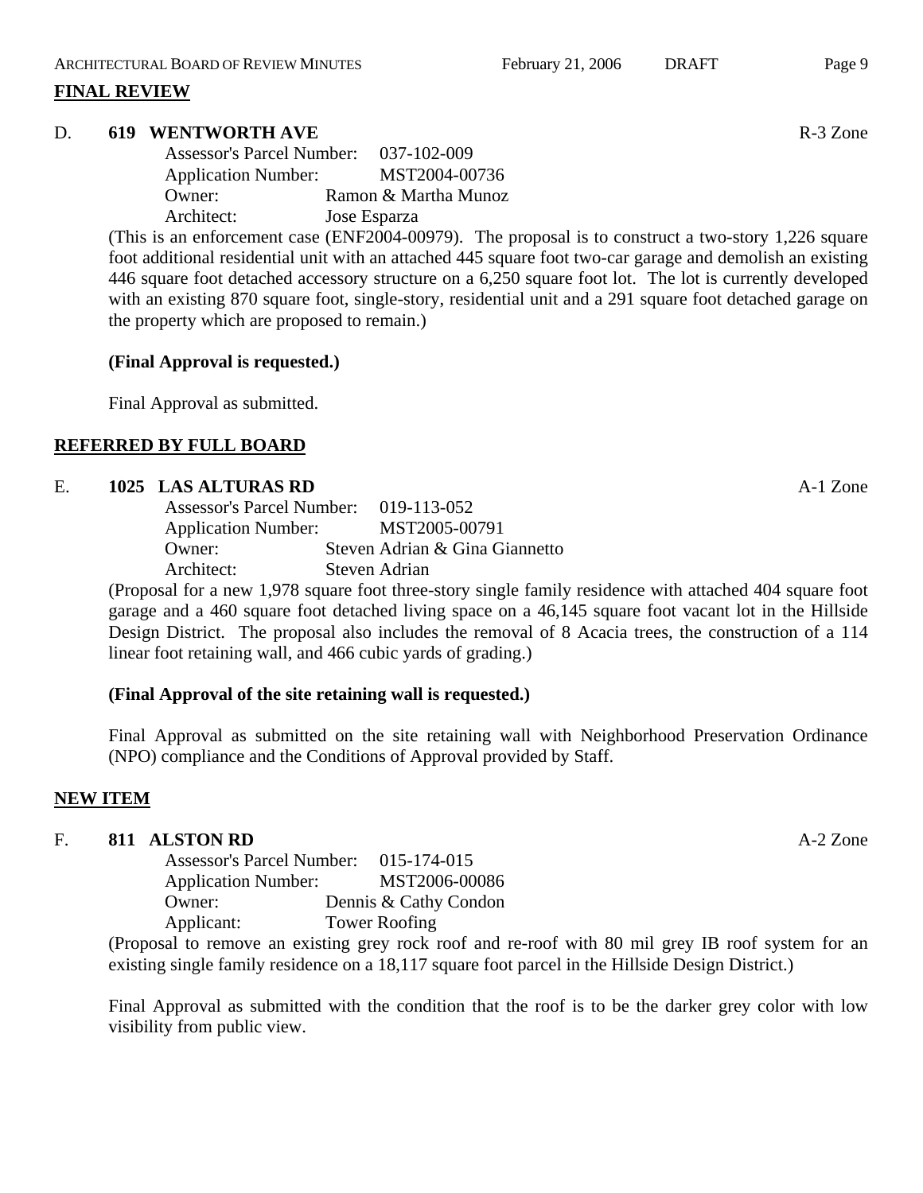## FINAL REVIEW

### D. 619 WENTWORTH AVE — R-3 Zone

Assessor's Parcel Number: 037-102-009
Application Number: MST2004-00736
Owner: Ramon & Martha Munoz
Architect: Jose Esparza

(This is an enforcement case (ENF2004-00979). The proposal is to construct a two-story 1,226 square foot additional residential unit with an attached 445 square foot two-car garage and demolish an existing 446 square foot detached accessory structure on a 6,250 square foot lot. The lot is currently developed with an existing 870 square foot, single-story, residential unit and a 291 square foot detached garage on the property which are proposed to remain.)

**(Final Approval is requested.)**

Final Approval as submitted.

## REFERRED BY FULL BOARD

### E. 1025 LAS ALTURAS RD — A-1 Zone

Assessor's Parcel Number: 019-113-052
Application Number: MST2005-00791
Owner: Steven Adrian & Gina Giannetto
Architect: Steven Adrian

(Proposal for a new 1,978 square foot three-story single family residence with attached 404 square foot garage and a 460 square foot detached living space on a 46,145 square foot vacant lot in the Hillside Design District. The proposal also includes the removal of 8 Acacia trees, the construction of a 114 linear foot retaining wall, and 466 cubic yards of grading.)

**(Final Approval of the site retaining wall is requested.)**

Final Approval as submitted on the site retaining wall with Neighborhood Preservation Ordinance (NPO) compliance and the Conditions of Approval provided by Staff.

## NEW ITEM

### F. 811 ALSTON RD — A-2 Zone

Assessor's Parcel Number: 015-174-015
Application Number: MST2006-00086
Owner: Dennis & Cathy Condon
Applicant: Tower Roofing

(Proposal to remove an existing grey rock roof and re-roof with 80 mil grey IB roof system for an existing single family residence on a 18,117 square foot parcel in the Hillside Design District.)

Final Approval as submitted with the condition that the roof is to be the darker grey color with low visibility from public view.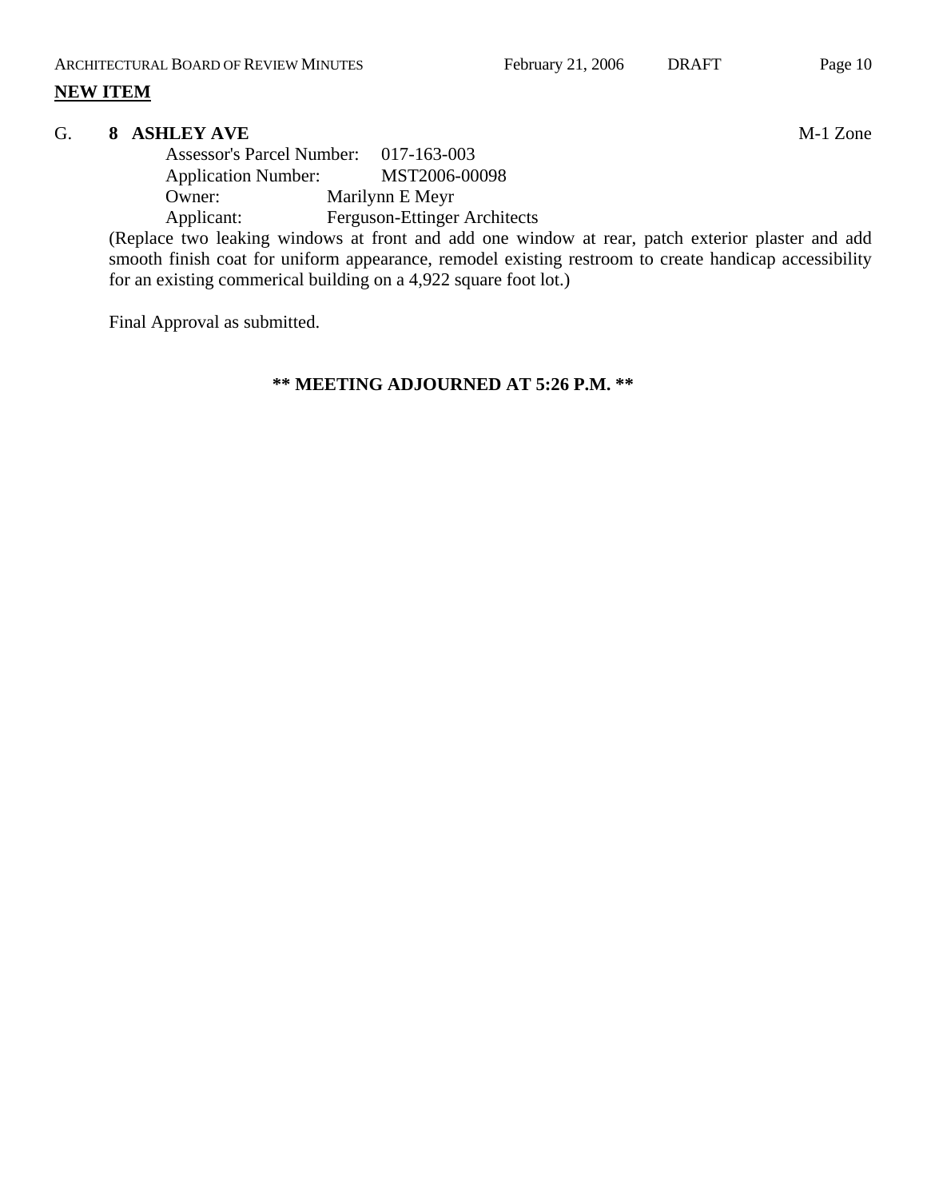## NEW ITEM

G. **8 ASHLEY AVE** M-1 Zone

Assessor's Parcel Number: 017-163-003
Application Number: MST2006-00098
Owner: Marilynn E Meyr
Applicant: Ferguson-Ettinger Architects

(Replace two leaking windows at front and add one window at rear, patch exterior plaster and add smooth finish coat for uniform appearance, remodel existing restroom to create handicap accessibility for an existing commerical building on a 4,922 square foot lot.)

Final Approval as submitted.

**\*\* MEETING ADJOURNED AT 5:26 P.M. \*\***